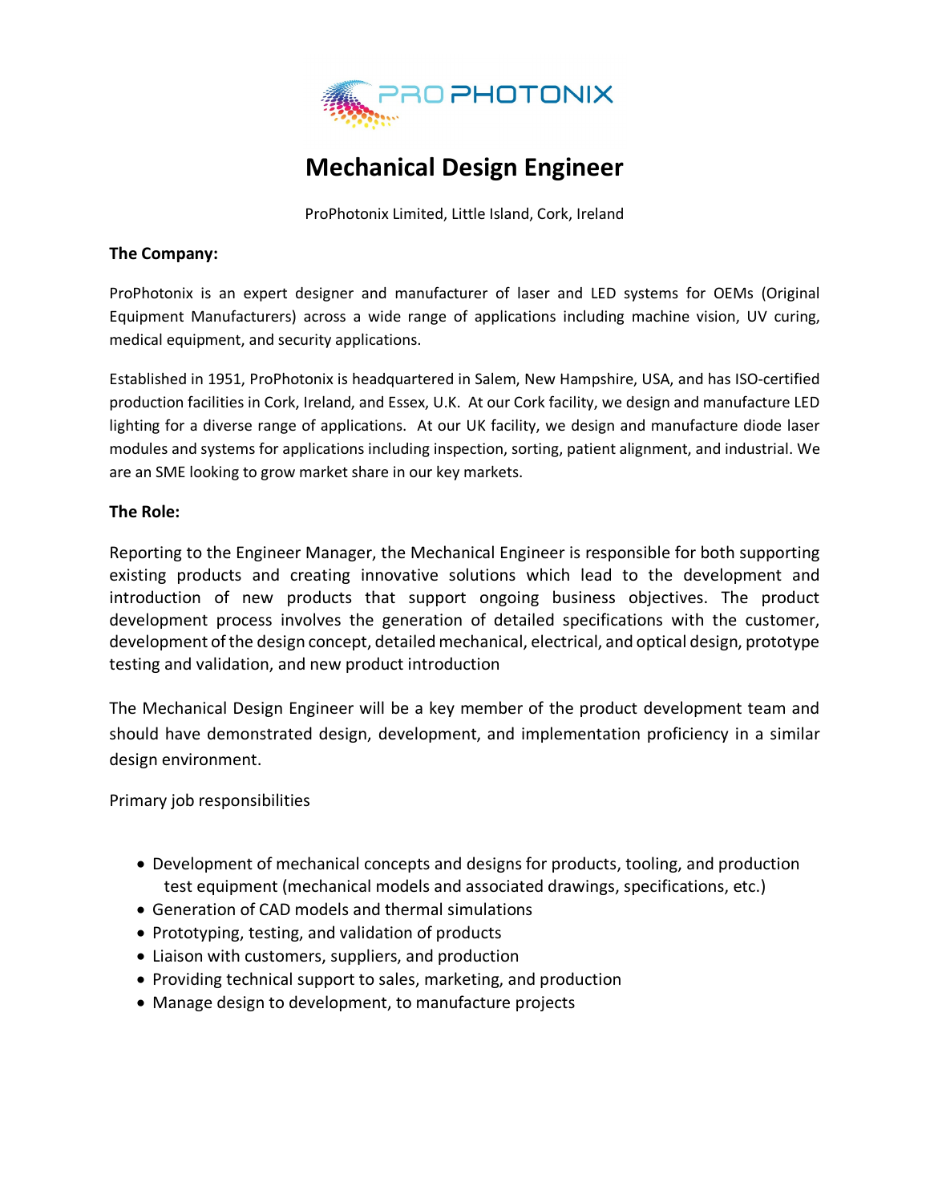PRO PHOTONIX

# Mechanical Design Engineer

ProPhotonix Limited, Little Island, Cork, Ireland

**The Company:**

ProPhotonix is an expert designer and manufacturer of laser and LED systems for OEMs (Original Equipment Manufacturers) across a wide range of applications including machine vision, UV curing, medical equipment, and security applications.

Established in 1951, ProPhotonix is headquartered in Salem, New Hampshire, USA, and has ISO-certified production facilities in Cork, Ireland, and Essex, U.K. At our Cork facility, we design and manufacture LED lighting for a diverse range of applications. At our UK facility, we design and manufacture diode laser modules and systems for applications including inspection, sorting, patient alignment, and industrial. We are an SME looking to grow market share in our key markets.

**The Role:**

Reporting to the Engineer Manager, the Mechanical Engineer is responsible for both supporting existing products and creating innovative solutions which lead to the development and introduction of new products that support ongoing business objectives. The product development process involves the generation of detailed specifications with the customer, development of the design concept, detailed mechanical, electrical, and optical design, prototype testing and validation, and new product introduction

The Mechanical Design Engineer will be a key member of the product development team and should have demonstrated design, development, and implementation proficiency in a similar design environment.

Primary job responsibilities

- Development of mechanical concepts and designs for products, tooling, and production test equipment (mechanical models and associated drawings, specifications, etc.)
- Generation of CAD models and thermal simulations
- Prototyping, testing, and validation of products
- Liaison with customers, suppliers, and production
- Providing technical support to sales, marketing, and production
- Manage design to development, to manufacture projects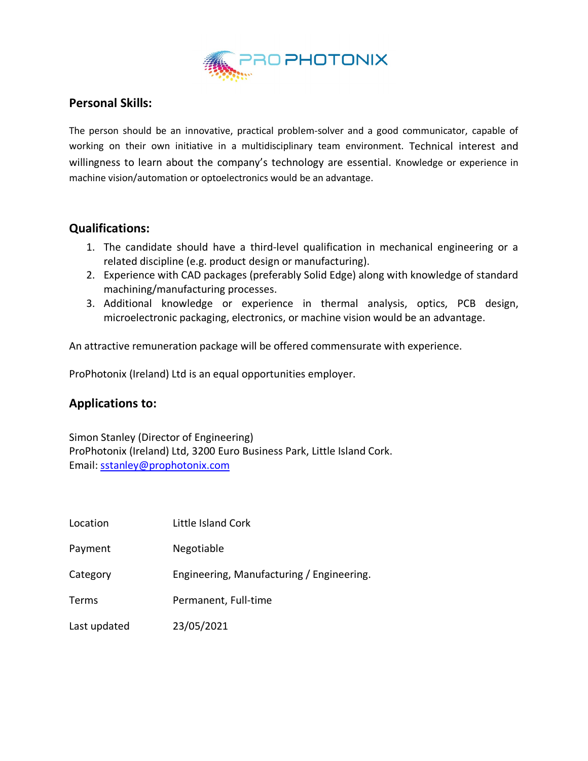## Personal Skills:

The person should be an innovative, practical problem-solver and a good communicator, capable of working on their own initiative in a multidisciplinary team environment. Technical interest and willingness to learn about the company's technology are essential. Knowledge or experience in machine vision/automation or optoelectronics would be an advantage.

## Qualifications:

1. The candidate should have a third-level qualification in mechanical engineering or a related discipline (e.g. product design or manufacturing).
2. Experience with CAD packages (preferably Solid Edge) along with knowledge of standard machining/manufacturing processes.
3. Additional knowledge or experience in thermal analysis, optics, PCB design, microelectronic packaging, electronics, or machine vision would be an advantage.

An attractive remuneration package will be offered commensurate with experience.

ProPhotonix (Ireland) Ltd is an equal opportunities employer.

## Applications to:

Simon Stanley (Director of Engineering)
ProPhotonix (Ireland) Ltd, 3200 Euro Business Park, Little Island Cork.
Email: sstanley@prophotonix.com

| | |
|---|---|
| Location | Little Island Cork |
| Payment | Negotiable |
| Category | Engineering, Manufacturing / Engineering. |
| Terms | Permanent, Full-time |
| Last updated | 23/05/2021 |